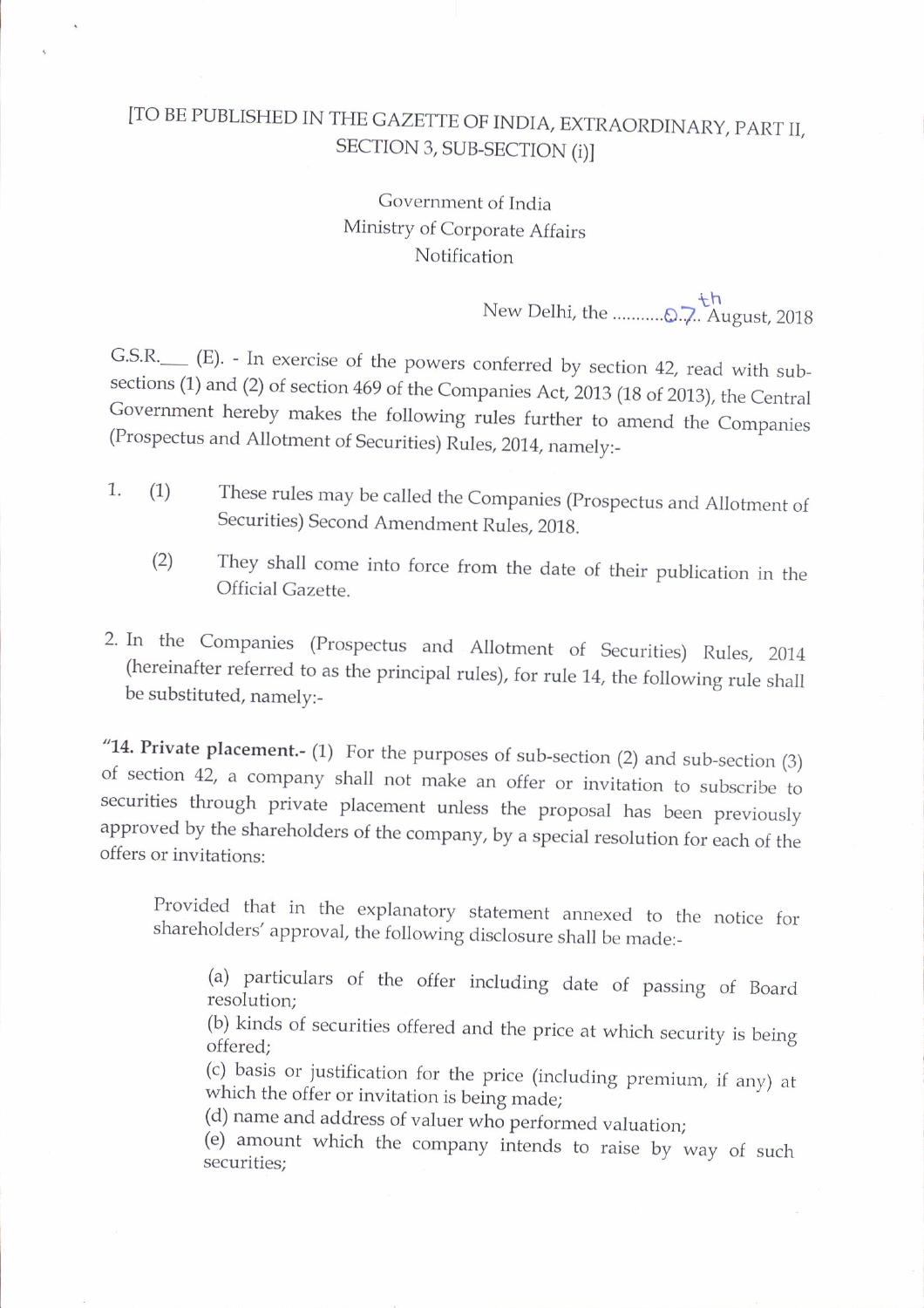[TO BE PUBLISHED IN THE GAZETTE OF INDIA, EXTRAORDINARY, PART II, SECTION 3, SUB-SECTION (i)]

Government of India
Ministry of Corporate Affairs
Notification

New Delhi, the ...........07th.. August, 2018

G.S.R.___ (E). - In exercise of the powers conferred by section 42, read with sub-sections (1) and (2) of section 469 of the Companies Act, 2013 (18 of 2013), the Central Government hereby makes the following rules further to amend the Companies (Prospectus and Allotment of Securities) Rules, 2014, namely:-

1. (1) These rules may be called the Companies (Prospectus and Allotment of Securities) Second Amendment Rules, 2018.

   (2) They shall come into force from the date of their publication in the Official Gazette.

2. In the Companies (Prospectus and Allotment of Securities) Rules, 2014 (hereinafter referred to as the principal rules), for rule 14, the following rule shall be substituted, namely:-

"**14. Private placement.-** (1) For the purposes of sub-section (2) and sub-section (3) of section 42, a company shall not make an offer or invitation to subscribe to securities through private placement unless the proposal has been previously approved by the shareholders of the company, by a special resolution for each of the offers or invitations:

Provided that in the explanatory statement annexed to the notice for shareholders' approval, the following disclosure shall be made:-

(a) particulars of the offer including date of passing of Board resolution;
(b) kinds of securities offered and the price at which security is being offered;
(c) basis or justification for the price (including premium, if any) at which the offer or invitation is being made;
(d) name and address of valuer who performed valuation;
(e) amount which the company intends to raise by way of such securities;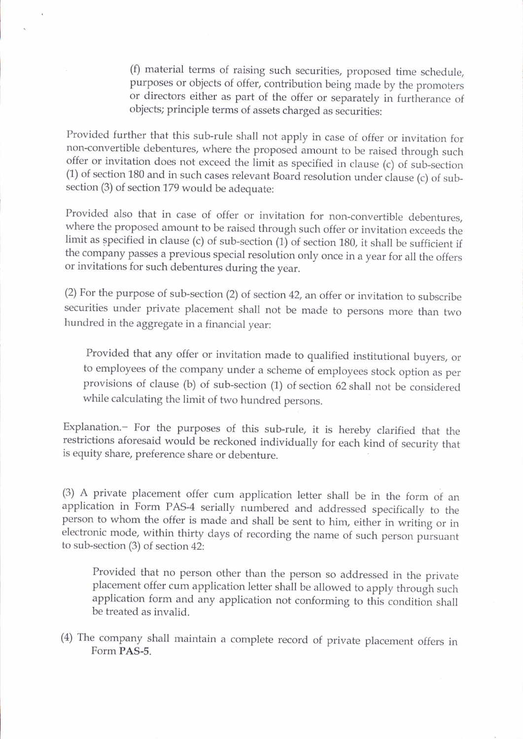(f) material terms of raising such securities, proposed time schedule, purposes or objects of offer, contribution being made by the promoters or directors either as part of the offer or separately in furtherance of objects; principle terms of assets charged as securities:

Provided further that this sub-rule shall not apply in case of offer or invitation for non-convertible debentures, where the proposed amount to be raised through such offer or invitation does not exceed the limit as specified in clause (c) of sub-section (1) of section 180 and in such cases relevant Board resolution under clause (c) of sub-section (3) of section 179 would be adequate:

Provided also that in case of offer or invitation for non-convertible debentures, where the proposed amount to be raised through such offer or invitation exceeds the limit as specified in clause (c) of sub-section (1) of section 180, it shall be sufficient if the company passes a previous special resolution only once in a year for all the offers or invitations for such debentures during the year.

(2) For the purpose of sub-section (2) of section 42, an offer or invitation to subscribe securities under private placement shall not be made to persons more than two hundred in the aggregate in a financial year:

Provided that any offer or invitation made to qualified institutional buyers, or to employees of the company under a scheme of employees stock option as per provisions of clause (b) of sub-section (1) of section 62 shall not be considered while calculating the limit of two hundred persons.

Explanation.– For the purposes of this sub-rule, it is hereby clarified that the restrictions aforesaid would be reckoned individually for each kind of security that is equity share, preference share or debenture.

(3) A private placement offer cum application letter shall be in the form of an application in Form PAS-4 serially numbered and addressed specifically to the person to whom the offer is made and shall be sent to him, either in writing or in electronic mode, within thirty days of recording the name of such person pursuant to sub-section (3) of section 42:

Provided that no person other than the person so addressed in the private placement offer cum application letter shall be allowed to apply through such application form and any application not conforming to this condition shall be treated as invalid.

(4) The company shall maintain a complete record of private placement offers in Form **PAS-5**.